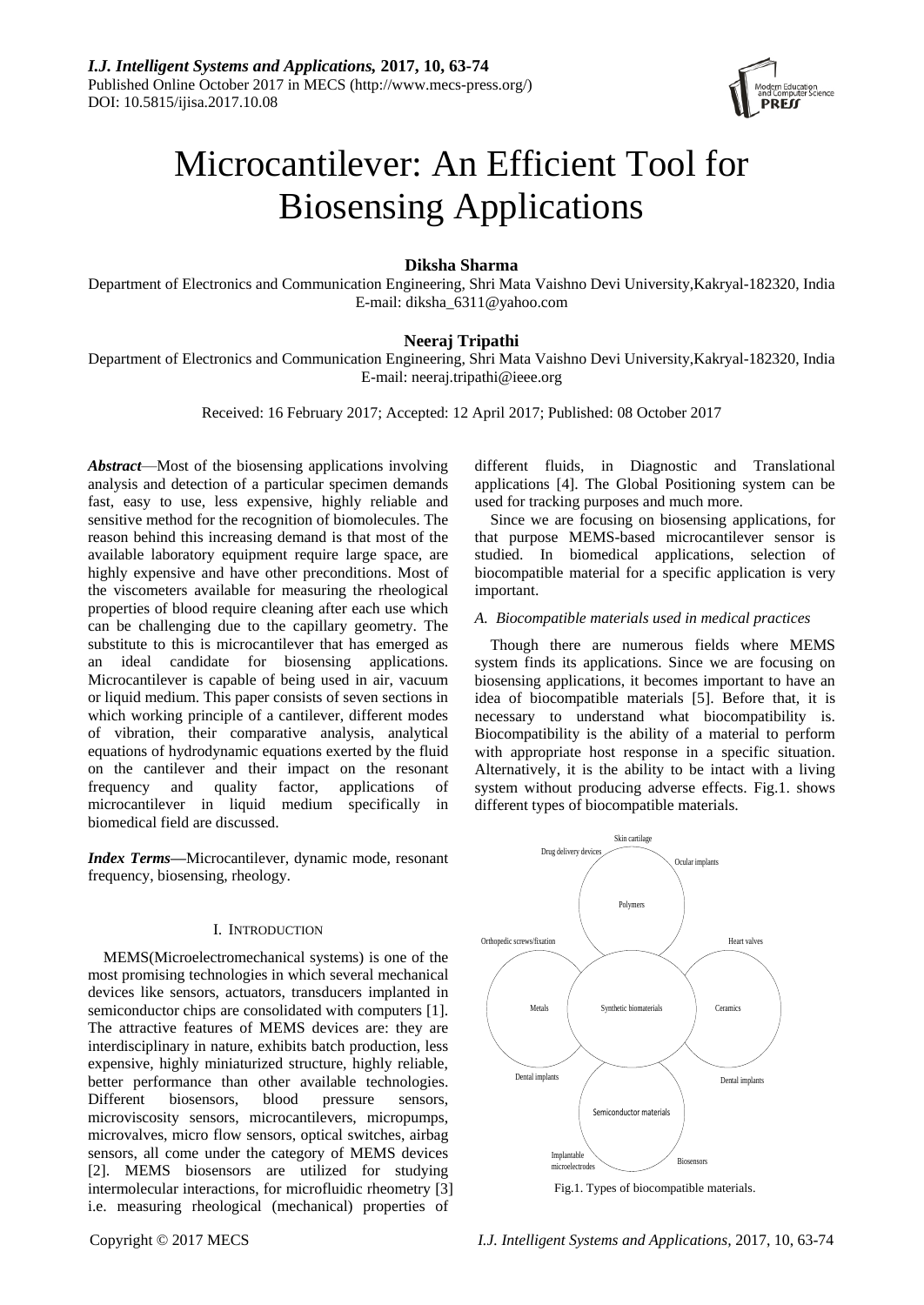# Microcantilever: An Efficient Tool for Biosensing Applications

**Diksha Sharma**

Department of Electronics and Communication Engineering, Shri Mata Vaishno Devi University,Kakryal-182320, India
E-mail: diksha_6311@yahoo.com

**Neeraj Tripathi**

Department of Electronics and Communication Engineering, Shri Mata Vaishno Devi University,Kakryal-182320, India
E-mail: neeraj.tripathi@ieee.org

Received: 16 February 2017; Accepted: 12 April 2017; Published: 08 October 2017

***Abstract***—Most of the biosensing applications involving analysis and detection of a particular specimen demands fast, easy to use, less expensive, highly reliable and sensitive method for the recognition of biomolecules. The reason behind this increasing demand is that most of the available laboratory equipment require large space, are highly expensive and have other preconditions. Most of the viscometers available for measuring the rheological properties of blood require cleaning after each use which can be challenging due to the capillary geometry. The substitute to this is microcantilever that has emerged as an ideal candidate for biosensing applications. Microcantilever is capable of being used in air, vacuum or liquid medium. This paper consists of seven sections in which working principle of a cantilever, different modes of vibration, their comparative analysis, analytical equations of hydrodynamic equations exerted by the fluid on the cantilever and their impact on the resonant frequency and quality factor, applications of microcantilever in liquid medium specifically in biomedical field are discussed.

***Index Terms***—Microcantilever, dynamic mode, resonant frequency, biosensing, rheology.

## I. Introduction

MEMS(Microelectromechanical systems) is one of the most promising technologies in which several mechanical devices like sensors, actuators, transducers implanted in semiconductor chips are consolidated with computers [1]. The attractive features of MEMS devices are: they are interdisciplinary in nature, exhibits batch production, less expensive, highly miniaturized structure, highly reliable, better performance than other available technologies. Different biosensors, blood pressure sensors, microviscosity sensors, microcantilevers, micropumps, microvalves, micro flow sensors, optical switches, airbag sensors, all come under the category of MEMS devices [2]. MEMS biosensors are utilized for studying intermolecular interactions, for microfluidic rheometry [3] i.e. measuring rheological (mechanical) properties of different fluids, in Diagnostic and Translational applications [4]. The Global Positioning system can be used for tracking purposes and much more.

Since we are focusing on biosensing applications, for that purpose MEMS-based microcantilever sensor is studied. In biomedical applications, selection of biocompatible material for a specific application is very important.

### *A. Biocompatible materials used in medical practices*

Though there are numerous fields where MEMS system finds its applications. Since we are focusing on biosensing applications, it becomes important to have an idea of biocompatible materials [5]. Before that, it is necessary to understand what biocompatibility is. Biocompatibility is the ability of a material to perform with appropriate host response in a specific situation. Alternatively, it is the ability to be intact with a living system without producing adverse effects. Fig.1. shows different types of biocompatible materials.

Fig.1. Types of biocompatible materials.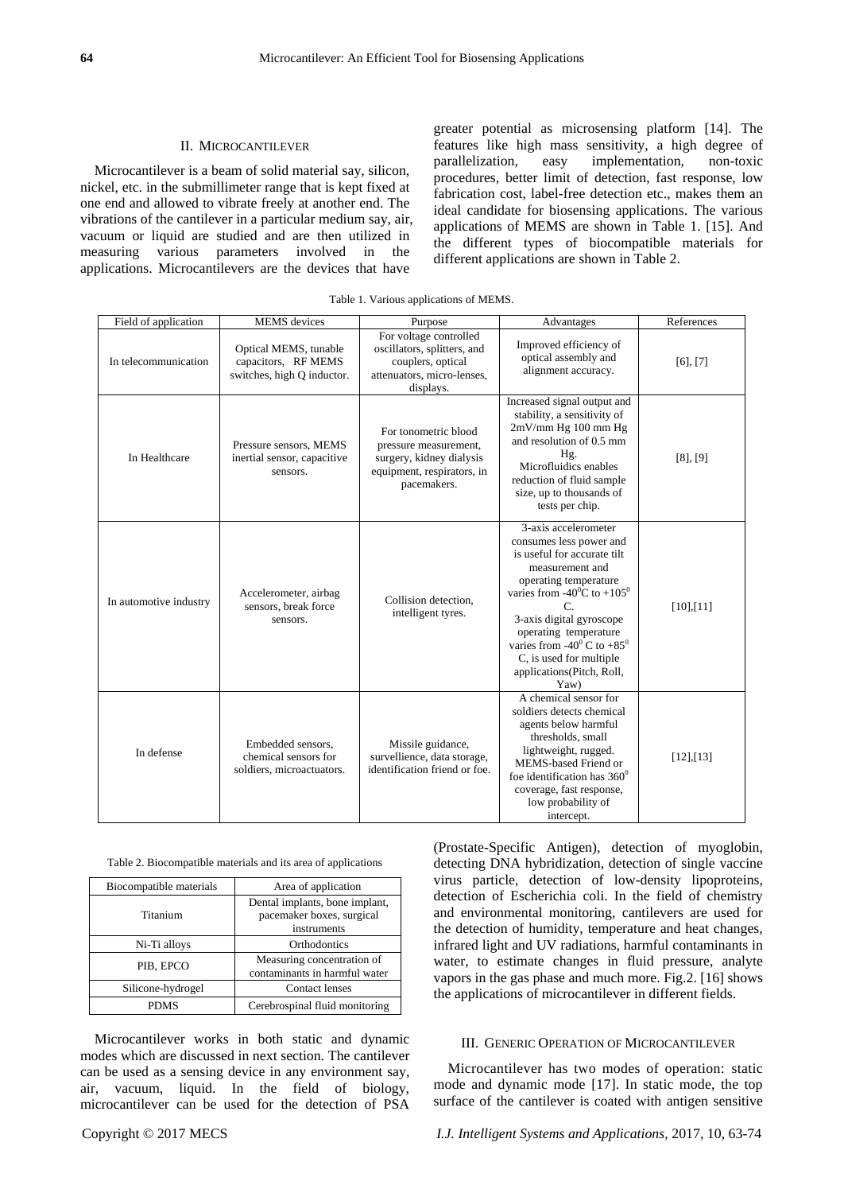## II. Microcantilever

Microcantilever is a beam of solid material say, silicon, nickel, etc. in the submillimeter range that is kept fixed at one end and allowed to vibrate freely at another end. The vibrations of the cantilever in a particular medium say, air, vacuum or liquid are studied and are then utilized in measuring various parameters involved in the applications. Microcantilevers are the devices that have greater potential as microsensing platform [14]. The features like high mass sensitivity, a high degree of parallelization, easy implementation, non-toxic procedures, better limit of detection, fast response, low fabrication cost, label-free detection etc., makes them an ideal candidate for biosensing applications. The various applications of MEMS are shown in Table 1. [15]. And the different types of biocompatible materials for different applications are shown in Table 2.

Table 1. Various applications of MEMS.

| Field of application | MEMS devices | Purpose | Advantages | References |
|---|---|---|---|---|
| In telecommunication | Optical MEMS, tunable capacitors, RF MEMS switches, high Q inductor. | For voltage controlled oscillators, splitters, and couplers, optical attenuators, micro-lenses, displays. | Improved efficiency of optical assembly and alignment accuracy. | [6], [7] |
| In Healthcare | Pressure sensors, MEMS inertial sensor, capacitive sensors. | For tonometric blood pressure measurement, surgery, kidney dialysis equipment, respirators, in pacemakers. | Increased signal output and stability, a sensitivity of 2mV/mm Hg 100 mm Hg and resolution of 0.5 mm Hg. Microfluidics enables reduction of fluid sample size, up to thousands of tests per chip. | [8], [9] |
| In automotive industry | Accelerometer, airbag sensors, break force sensors. | Collision detection, intelligent tyres. | 3-axis accelerometer consumes less power and is useful for accurate tilt measurement and operating temperature varies from -40$^0$C to +105$^0$ C. 3-axis digital gyroscope operating temperature varies from -40$^0$ C to +85$^0$ C, is used for multiple applications(Pitch, Roll, Yaw) | [10],[11] |
| In defense | Embedded sensors, chemical sensors for soldiers, microactuators. | Missile guidance, survellience, data storage, identification friend or foe. | A chemical sensor for soldiers detects chemical agents below harmful thresholds, small lightweight, rugged. MEMS-based Friend or foe identification has 360$^0$ coverage, fast response, low probability of intercept. | [12],[13] |

Table 2. Biocompatible materials and its area of applications

| Biocompatible materials | Area of application |
|---|---|
| Titanium | Dental implants, bone implant, pacemaker boxes, surgical instruments |
| Ni-Ti alloys | Orthodontics |
| PIB, EPCO | Measuring concentration of contaminants in harmful water |
| Silicone-hydrogel | Contact lenses |
| PDMS | Cerebrospinal fluid monitoring |

Microcantilever works in both static and dynamic modes which are discussed in next section. The cantilever can be used as a sensing device in any environment say, air, vacuum, liquid. In the field of biology, microcantilever can be used for the detection of PSA (Prostate-Specific Antigen), detection of myoglobin, detecting DNA hybridization, detection of single vaccine virus particle, detection of low-density lipoproteins, detection of Escherichia coli. In the field of chemistry and environmental monitoring, cantilevers are used for the detection of humidity, temperature and heat changes, infrared light and UV radiations, harmful contaminants in water, to estimate changes in fluid pressure, analyte vapors in the gas phase and much more. Fig.2. [16] shows the applications of microcantilever in different fields.

## III. Generic Operation of Microcantilever

Microcantilever has two modes of operation: static mode and dynamic mode [17]. In static mode, the top surface of the cantilever is coated with antigen sensitive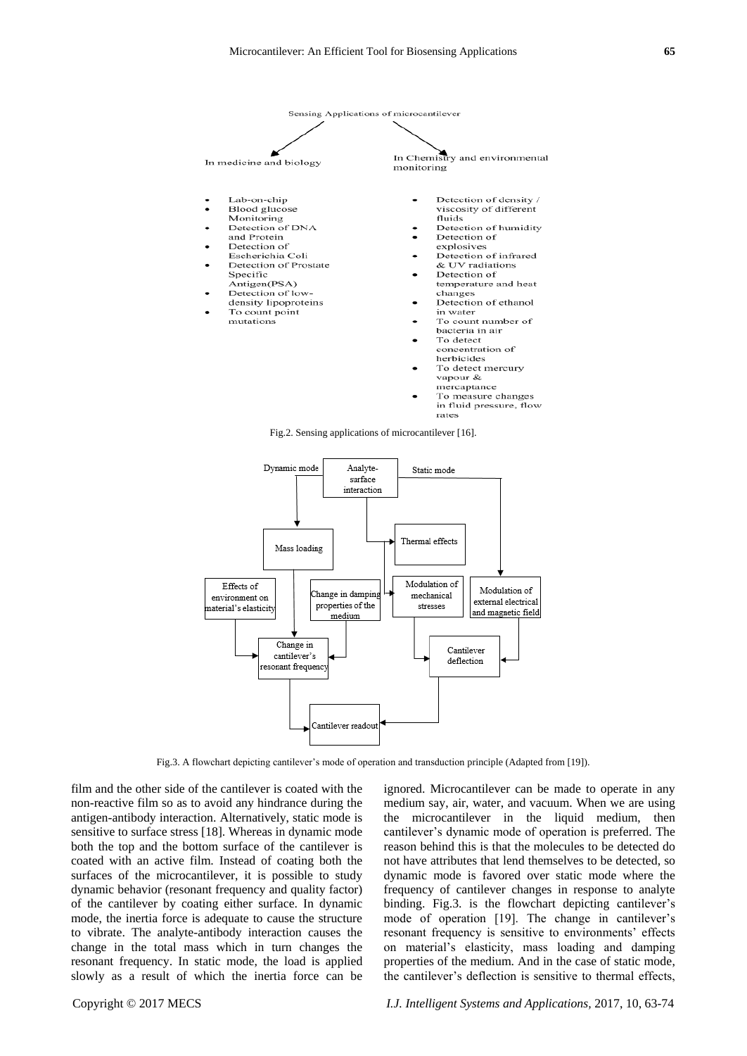Sensing Applications of microcantilever

In medicine and biology

- Lab-on-chip
- Blood glucose Monitoring
- Detection of DNA and Protein
- Detection of Escherichia Coli
- Detection of Prostate Specific Antigen(PSA)
- Detection of low-density lipoproteins
- To count point mutations

In Chemistry and environmental monitoring

- Detection of density / viscosity of different fluids
- Detection of humidity
- Detection of explosives
- Detection of infrared & UV radiations
- Detection of temperature and heat changes
- Detection of ethanol in water
- To count number of bacteria in air
- To detect concentration of herbicides
- To detect mercury vapour & mercaptance
- To measure changes in fluid pressure, flow rates

Fig.2. Sensing applications of microcantilever [16].

Dynamic mode — Analyte-surface interaction — Static mode

Mass loading; Thermal effects; Effects of environment on material's elasticity; Change in damping properties of the medium; Modulation of mechanical stresses; Modulation of external electrical and magnetic field; Change in cantilever's resonant frequency; Cantilever deflection; Cantilever readout

Fig.3. A flowchart depicting cantilever's mode of operation and transduction principle (Adapted from [19]).

film and the other side of the cantilever is coated with the non-reactive film so as to avoid any hindrance during the antigen-antibody interaction. Alternatively, static mode is sensitive to surface stress [18]. Whereas in dynamic mode both the top and the bottom surface of the cantilever is coated with an active film. Instead of coating both the surfaces of the microcantilever, it is possible to study dynamic behavior (resonant frequency and quality factor) of the cantilever by coating either surface. In dynamic mode, the inertia force is adequate to cause the structure to vibrate. The analyte-antibody interaction causes the change in the total mass which in turn changes the resonant frequency. In static mode, the load is applied slowly as a result of which the inertia force can be ignored. Microcantilever can be made to operate in any medium say, air, water, and vacuum. When we are using the microcantilever in the liquid medium, then cantilever's dynamic mode of operation is preferred. The reason behind this is that the molecules to be detected do not have attributes that lend themselves to be detected, so dynamic mode is favored over static mode where the frequency of cantilever changes in response to analyte binding. Fig.3. is the flowchart depicting cantilever's mode of operation [19]. The change in cantilever's resonant frequency is sensitive to environments' effects on material's elasticity, mass loading and damping properties of the medium. And in the case of static mode, the cantilever's deflection is sensitive to thermal effects,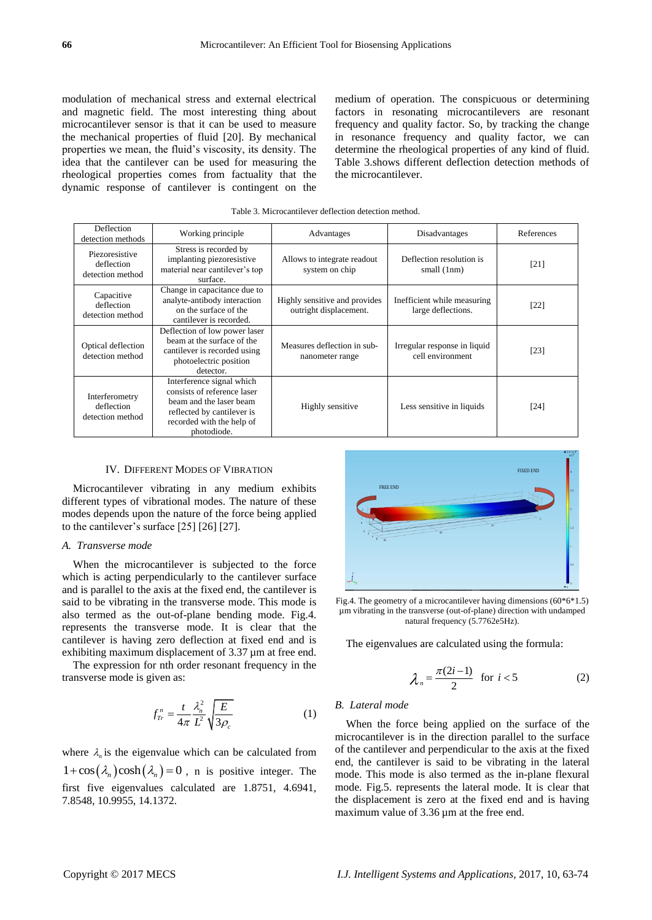modulation of mechanical stress and external electrical and magnetic field. The most interesting thing about microcantilever sensor is that it can be used to measure the mechanical properties of fluid [20]. By mechanical properties we mean, the fluid's viscosity, its density. The idea that the cantilever can be used for measuring the rheological properties comes from factuality that the dynamic response of cantilever is contingent on the medium of operation. The conspicuous or determining factors in resonating microcantilevers are resonant frequency and quality factor. So, by tracking the change in resonance frequency and quality factor, we can determine the rheological properties of any kind of fluid. Table 3.shows different deflection detection methods of the microcantilever.

Table 3. Microcantilever deflection detection method.

| Deflection detection methods | Working principle | Advantages | Disadvantages | References |
|---|---|---|---|---|
| Piezoresistive deflection detection method | Stress is recorded by implanting piezoresistive material near cantilever's top surface. | Allows to integrate readout system on chip | Deflection resolution is small (1nm) | [21] |
| Capacitive deflection detection method | Change in capacitance due to analyte-antibody interaction on the surface of the cantilever is recorded. | Highly sensitive and provides outright displacement. | Inefficient while measuring large deflections. | [22] |
| Optical deflection detection method | Deflection of low power laser beam at the surface of the cantilever is recorded using photoelectric position detector. | Measures deflection in sub-nanometer range | Irregular response in liquid cell environment | [23] |
| Interferometry deflection detection method | Interference signal which consists of reference laser beam and the laser beam reflected by cantilever is recorded with the help of photodiode. | Highly sensitive | Less sensitive in liquids | [24] |

## IV. Different Modes of Vibration

Microcantilever vibrating in any medium exhibits different types of vibrational modes. The nature of these modes depends upon the nature of the force being applied to the cantilever's surface [25] [26] [27].

### *A. Transverse mode*

When the microcantilever is subjected to the force which is acting perpendicularly to the cantilever surface and is parallel to the axis at the fixed end, the cantilever is said to be vibrating in the transverse mode. This mode is also termed as the out-of-plane bending mode. Fig.4. represents the transverse mode. It is clear that the cantilever is having zero deflection at fixed end and is exhibiting maximum displacement of 3.37 µm at free end.

The expression for nth order resonant frequency in the transverse mode is given as:

$$f_{Tr}^{n} = \frac{t}{4\pi}\frac{\lambda_n^2}{L^2}\sqrt{\frac{E}{3\rho_c}} \tag{1}$$

where $\lambda_n$ is the eigenvalue which can be calculated from $1+\cos(\lambda_n)\cosh(\lambda_n)=0$, n is positive integer. The first five eigenvalues calculated are 1.8751, 4.6941, 7.8548, 10.9955, 14.1372.

Fig.4. The geometry of a microcantilever having dimensions (60*6*1.5) µm vibrating in the transverse (out-of-plane) direction with undamped natural frequency (5.7762e5Hz).

The eigenvalues are calculated using the formula:

$$\lambda_n = \frac{\pi(2i-1)}{2} \quad \text{for } i<5 \tag{2}$$

### *B. Lateral mode*

When the force being applied on the surface of the microcantilever is in the direction parallel to the surface of the cantilever and perpendicular to the axis at the fixed end, the cantilever is said to be vibrating in the lateral mode. This mode is also termed as the in-plane flexural mode. Fig.5. represents the lateral mode. It is clear that the displacement is zero at the fixed end and is having maximum value of 3.36 µm at the free end.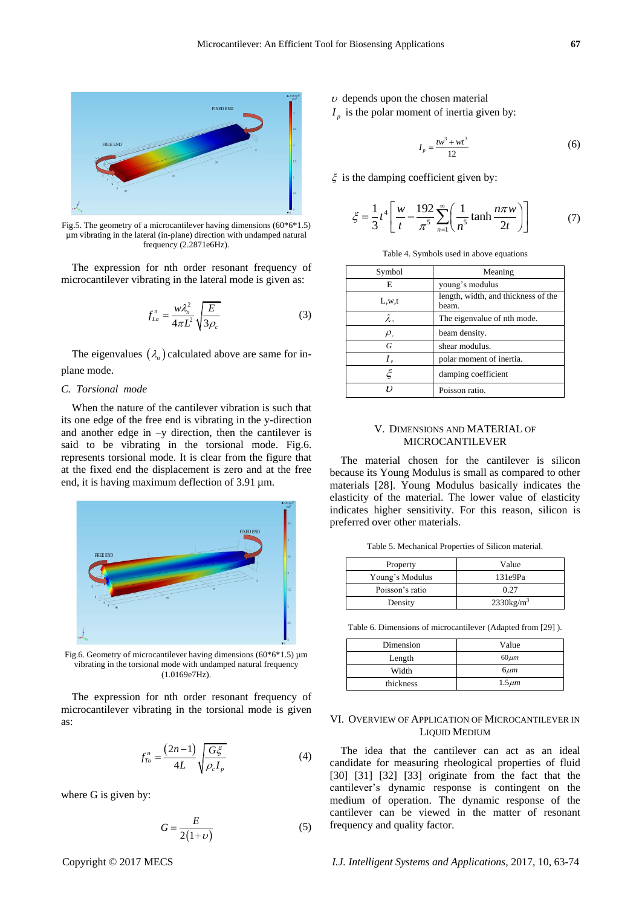Fig.5. The geometry of a microcantilever having dimensions (60*6*1.5) µm vibrating in the lateral (in-plane) direction with undamped natural frequency (2.2871e6Hz).

The expression for nth order resonant frequency of microcantilever vibrating in the lateral mode is given as:

$$f_{La}^{n} = \frac{w\lambda_n^2}{4\pi L^2}\sqrt{\frac{E}{3\rho_c}} \tag{3}$$

The eigenvalues $(\lambda_n)$ calculated above are same for in-plane mode.

### C. Torsional mode

When the nature of the cantilever vibration is such that its one edge of the free end is vibrating in the y-direction and another edge in –y direction, then the cantilever is said to be vibrating in the torsional mode. Fig.6. represents torsional mode. It is clear from the figure that at the fixed end the displacement is zero and at the free end, it is having maximum deflection of 3.91 µm.

Fig.6. Geometry of microcantilever having dimensions (60*6*1.5) µm vibrating in the torsional mode with undamped natural frequency (1.0169e7Hz).

The expression for nth order resonant frequency of microcantilever vibrating in the torsional mode is given as:

$$f_{To}^{n} = \frac{(2n-1)}{4L}\sqrt{\frac{G\xi}{\rho_c I_p}} \tag{4}$$

where G is given by:

$$G = \frac{E}{2(1+\upsilon)} \tag{5}$$

$\upsilon$ depends upon the chosen material

$I_p$ is the polar moment of inertia given by:

$$I_p = \frac{tw^3 + wt^3}{12} \tag{6}$$

$\xi$ is the damping coefficient given by:

$$\xi = \frac{1}{3}t^4\left[\frac{w}{t} - \frac{192}{\pi^5}\sum_{n=1}^{\infty}\left(\frac{1}{n^5}\tanh\frac{n\pi w}{2t}\right)\right] \tag{7}$$

Table 4. Symbols used in above equations

| Symbol | Meaning |
|---|---|
| E | young's modulus |
| L,w,t | length, width, and thickness of the beam. |
| $\lambda_n$ | The eigenvalue of nth mode. |
| $\rho_c$ | beam density. |
| $G$ | shear modulus. |
| $I_p$ | polar moment of inertia. |
| $\xi$ | damping coefficient |
| $\upsilon$ | Poisson ratio. |

## V. Dimensions and Material of Microcantilever

The material chosen for the cantilever is silicon because its Young Modulus is small as compared to other materials [28]. Young Modulus basically indicates the elasticity of the material. The lower value of elasticity indicates higher sensitivity. For this reason, silicon is preferred over other materials.

Table 5. Mechanical Properties of Silicon material.

| Property | Value |
|---|---|
| Young's Modulus | 131e9Pa |
| Poisson's ratio | 0.27 |
| Density | 2330kg/m$^3$ |

Table 6. Dimensions of microcantilever (Adapted from [29] ).

| Dimension | Value |
|---|---|
| Length | 60$\mu m$ |
| Width | 6$\mu m$ |
| thickness | 1.5$\mu m$ |

## VI. Overview of Application of Microcantilever in Liquid Medium

The idea that the cantilever can act as an ideal candidate for measuring rheological properties of fluid [30] [31] [32] [33] originate from the fact that the cantilever's dynamic response is contingent on the medium of operation. The dynamic response of the cantilever can be viewed in the matter of resonant frequency and quality factor.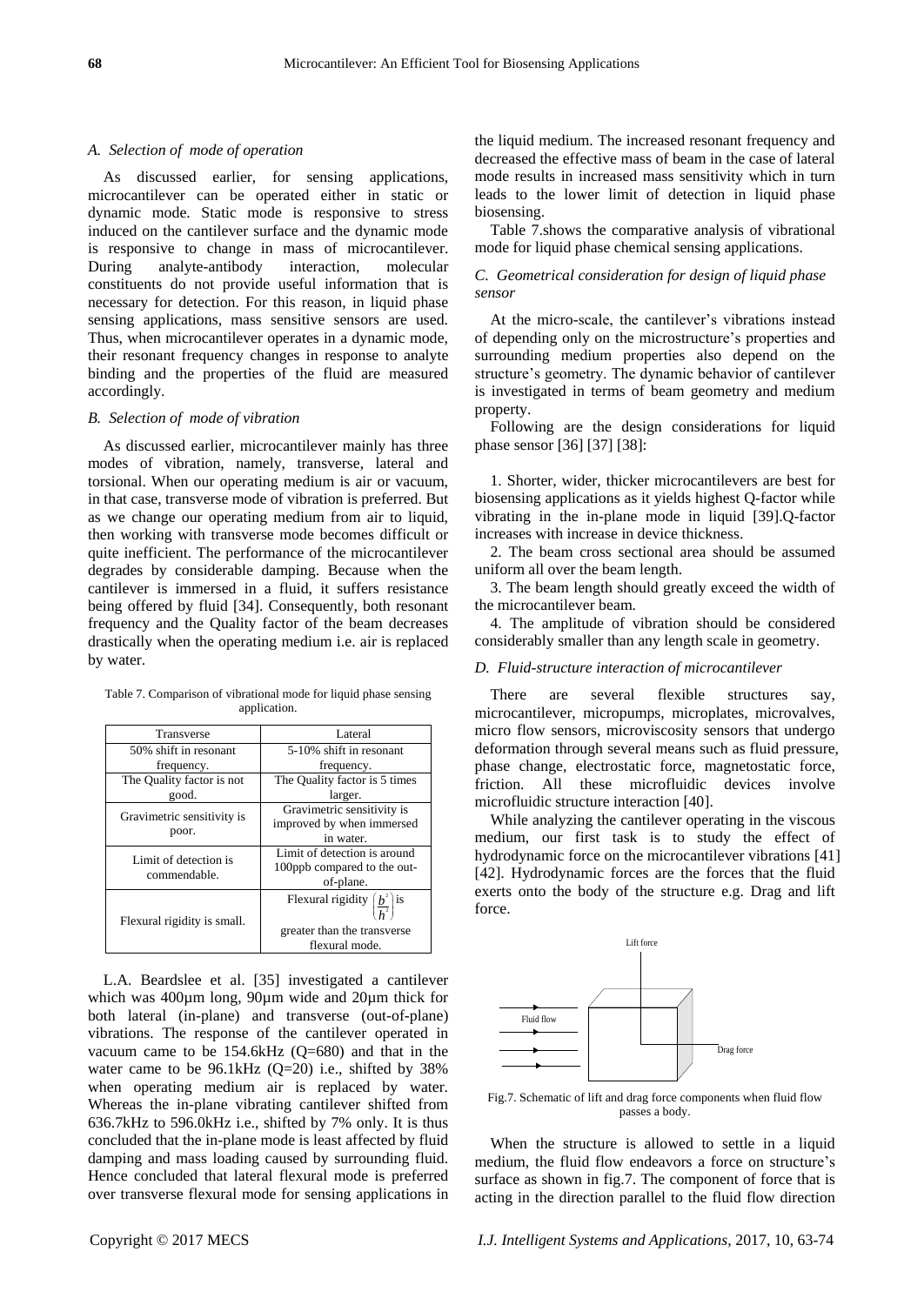### A. Selection of mode of operation

As discussed earlier, for sensing applications, microcantilever can be operated either in static or dynamic mode. Static mode is responsive to stress induced on the cantilever surface and the dynamic mode is responsive to change in mass of microcantilever. During analyte-antibody interaction, molecular constituents do not provide useful information that is necessary for detection. For this reason, in liquid phase sensing applications, mass sensitive sensors are used. Thus, when microcantilever operates in a dynamic mode, their resonant frequency changes in response to analyte binding and the properties of the fluid are measured accordingly.

### B. Selection of mode of vibration

As discussed earlier, microcantilever mainly has three modes of vibration, namely, transverse, lateral and torsional. When our operating medium is air or vacuum, in that case, transverse mode of vibration is preferred. But as we change our operating medium from air to liquid, then working with transverse mode becomes difficult or quite inefficient. The performance of the microcantilever degrades by considerable damping. Because when the cantilever is immersed in a fluid, it suffers resistance being offered by fluid [34]. Consequently, both resonant frequency and the Quality factor of the beam decreases drastically when the operating medium i.e. air is replaced by water.

Table 7. Comparison of vibrational mode for liquid phase sensing application.

| Transverse | Lateral |
|---|---|
| 50% shift in resonant frequency. | 5-10% shift in resonant frequency. |
| The Quality factor is not good. | The Quality factor is 5 times larger. |
| Gravimetric sensitivity is poor. | Gravimetric sensitivity is improved by when immersed in water. |
| Limit of detection is commendable. | Limit of detection is around 100ppb compared to the out-of-plane. |
| Flexural rigidity is small. | Flexural rigidity $\left(\frac{b^2}{h^2}\right)$ is greater than the transverse flexural mode. |

L.A. Beardslee et al. [35] investigated a cantilever which was 400μm long, 90μm wide and 20μm thick for both lateral (in-plane) and transverse (out-of-plane) vibrations. The response of the cantilever operated in vacuum came to be 154.6kHz (Q=680) and that in the water came to be 96.1kHz (Q=20) i.e., shifted by 38% when operating medium air is replaced by water. Whereas the in-plane vibrating cantilever shifted from 636.7kHz to 596.0kHz i.e., shifted by 7% only. It is thus concluded that the in-plane mode is least affected by fluid damping and mass loading caused by surrounding fluid. Hence concluded that lateral flexural mode is preferred over transverse flexural mode for sensing applications in the liquid medium. The increased resonant frequency and decreased the effective mass of beam in the case of lateral mode results in increased mass sensitivity which in turn leads to the lower limit of detection in liquid phase biosensing.

Table 7.shows the comparative analysis of vibrational mode for liquid phase chemical sensing applications.

### C. Geometrical consideration for design of liquid phase sensor

At the micro-scale, the cantilever's vibrations instead of depending only on the microstructure's properties and surrounding medium properties also depend on the structure's geometry. The dynamic behavior of cantilever is investigated in terms of beam geometry and medium property.

Following are the design considerations for liquid phase sensor [36] [37] [38]:

1. Shorter, wider, thicker microcantilevers are best for biosensing applications as it yields highest Q-factor while vibrating in the in-plane mode in liquid [39].Q-factor increases with increase in device thickness.
2. The beam cross sectional area should be assumed uniform all over the beam length.
3. The beam length should greatly exceed the width of the microcantilever beam.
4. The amplitude of vibration should be considered considerably smaller than any length scale in geometry.

### D. Fluid-structure interaction of microcantilever

There are several flexible structures say, microcantilever, micropumps, microplates, microvalves, micro flow sensors, microviscosity sensors that undergo deformation through several means such as fluid pressure, phase change, electrostatic force, magnetostatic force, friction. All these microfluidic devices involve microfluidic structure interaction [40].

While analyzing the cantilever operating in the viscous medium, our first task is to study the effect of hydrodynamic force on the microcantilever vibrations [41] [42]. Hydrodynamic forces are the forces that the fluid exerts onto the body of the structure e.g. Drag and lift force.

Fig.7. Schematic of lift and drag force components when fluid flow passes a body.

When the structure is allowed to settle in a liquid medium, the fluid flow endeavors a force on structure's surface as shown in fig.7. The component of force that is acting in the direction parallel to the fluid flow direction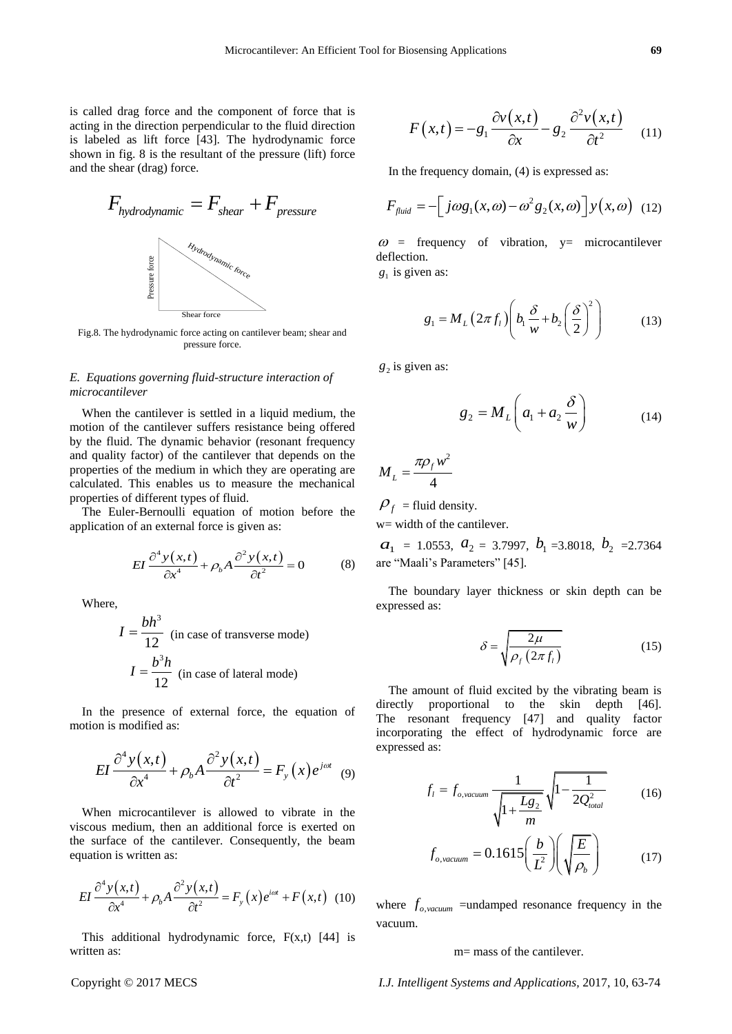is called drag force and the component of force that is acting in the direction perpendicular to the fluid direction is labeled as lift force [43]. The hydrodynamic force shown in fig. 8 is the resultant of the pressure (lift) force and the shear (drag) force.

$$F_{hydrodynamic} = F_{shear} + F_{pressure}$$

Fig.8. The hydrodynamic force acting on cantilever beam; shear and pressure force.

### *E. Equations governing fluid-structure interaction of microcantilever*

When the cantilever is settled in a liquid medium, the motion of the cantilever suffers resistance being offered by the fluid. The dynamic behavior (resonant frequency and quality factor) of the cantilever that depends on the properties of the medium in which they are operating are calculated. This enables us to measure the mechanical properties of different types of fluid.

The Euler-Bernoulli equation of motion before the application of an external force is given as:

$$EI\frac{\partial^4 y(x,t)}{\partial x^4} + \rho_b A\frac{\partial^2 y(x,t)}{\partial t^2} = 0 \quad (8)$$

Where,

$$I = \frac{bh^3}{12} \text{ (in case of transverse mode)}$$

$$I = \frac{b^3 h}{12} \text{ (in case of lateral mode)}$$

In the presence of external force, the equation of motion is modified as:

$$EI\frac{\partial^4 y(x,t)}{\partial x^4} + \rho_b A\frac{\partial^2 y(x,t)}{\partial t^2} = F_y(x)e^{j\omega t} \quad (9)$$

When microcantilever is allowed to vibrate in the viscous medium, then an additional force is exerted on the surface of the cantilever. Consequently, the beam equation is written as:

$$EI\frac{\partial^4 y(x,t)}{\partial x^4} + \rho_b A\frac{\partial^2 y(x,t)}{\partial t^2} = F_y(x)e^{i\omega t} + F(x,t) \quad (10)$$

This additional hydrodynamic force, F(x,t) [44] is written as:

$$F(x,t) = -g_1\frac{\partial v(x,t)}{\partial x} - g_2\frac{\partial^2 v(x,t)}{\partial t^2} \quad (11)$$

In the frequency domain, (4) is expressed as:

$$F_{fluid} = -\left[ j\omega g_1(x,\omega) - \omega^2 g_2(x,\omega) \right] y(x,\omega) \quad (12)$$

$\omega$ = frequency of vibration, y= microcantilever deflection.

$g_1$ is given as:

$$g_1 = M_L(2\pi f_l)\left(b_1\frac{\delta}{w} + b_2\left(\frac{\delta}{2}\right)^2\right) \quad (13)$$

$g_2$ is given as:

$$g_2 = M_L\left(a_1 + a_2\frac{\delta}{w}\right) \quad (14)$$

$$M_L = \frac{\pi\rho_f w^2}{4}$$

$\rho_f$ = fluid density.

w= width of the cantilever.

$a_1$ = 1.0553, $a_2$ = 3.7997, $b_1$ =3.8018, $b_2$ =2.7364 are "Maali's Parameters" [45].

The boundary layer thickness or skin depth can be expressed as:

$$\delta = \sqrt{\frac{2\mu}{\rho_f(2\pi f_l)}} \quad (15)$$

The amount of fluid excited by the vibrating beam is directly proportional to the skin depth [46]. The resonant frequency [47] and quality factor incorporating the effect of hydrodynamic force are expressed as:

$$f_l = f_{o,vacuum}\frac{1}{\sqrt{1+\frac{Lg_2}{m}}}\sqrt{1-\frac{1}{2Q_{total}^2}} \quad (16)$$

$$f_{o,vacuum} = 0.1615\left(\frac{b}{L^2}\right)\left(\sqrt{\frac{E}{\rho_b}}\right) \quad (17)$$

where $f_{o,vacuum}$ =undamped resonance frequency in the vacuum.

m= mass of the cantilever.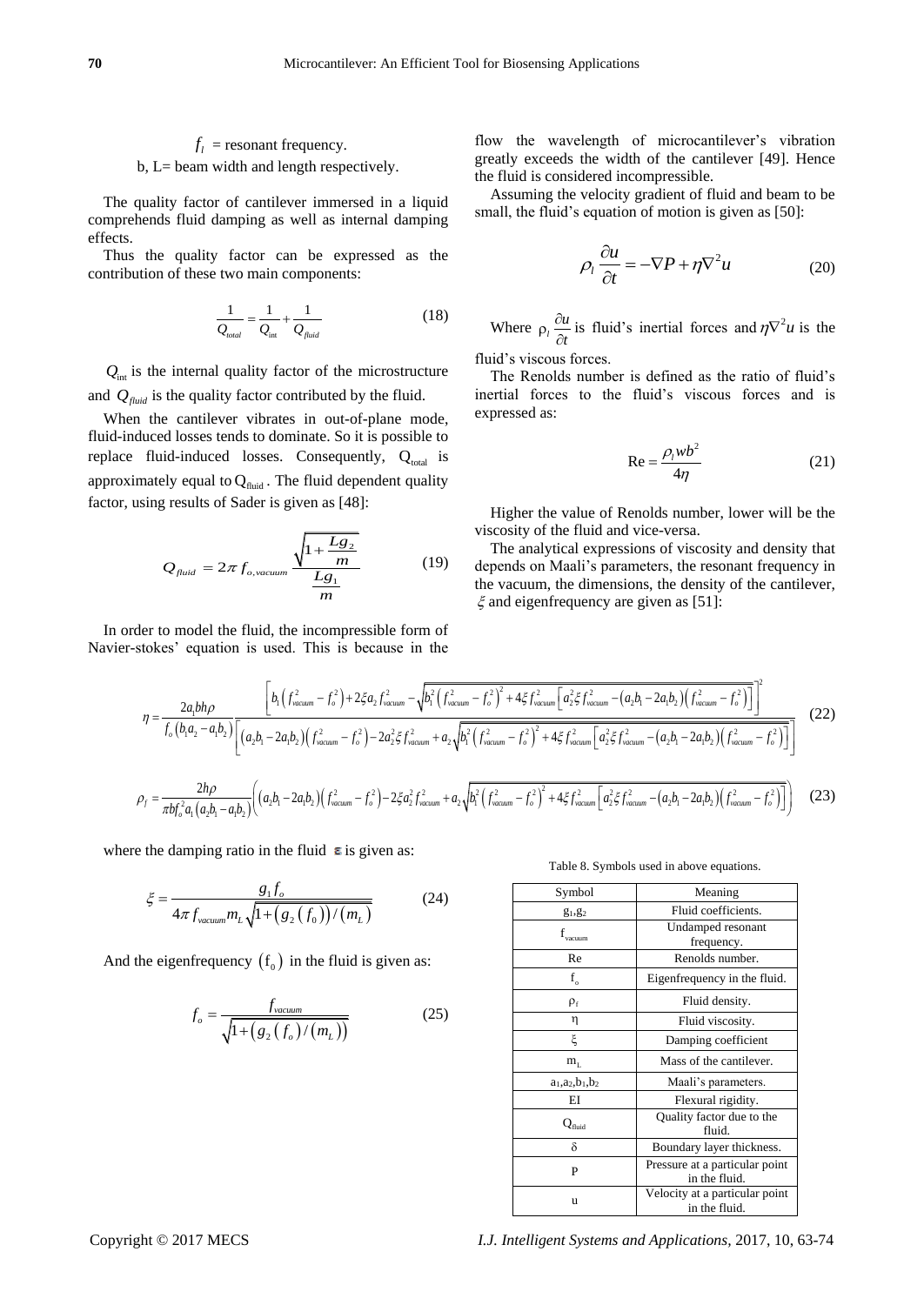$f_l$ = resonant frequency.

b, L= beam width and length respectively.

The quality factor of cantilever immersed in a liquid comprehends fluid damping as well as internal damping effects.

Thus the quality factor can be expressed as the contribution of these two main components:

$$\frac{1}{Q_{total}} = \frac{1}{Q_{\text{int}}} + \frac{1}{Q_{fluid}} \tag{18}$$

$Q_{\text{int}}$ is the internal quality factor of the microstructure and $Q_{fluid}$ is the quality factor contributed by the fluid.

When the cantilever vibrates in out-of-plane mode, fluid-induced losses tends to dominate. So it is possible to replace fluid-induced losses. Consequently, $Q_{\text{total}}$ is approximately equal to $Q_{\text{fluid}}$. The fluid dependent quality factor, using results of Sader is given as [48]:

$$Q_{fluid} = 2\pi f_{o,vacuum} \frac{\sqrt{1 + \frac{Lg_2}{m}}}{\frac{Lg_1}{m}} \tag{19}$$

In order to model the fluid, the incompressible form of Navier-stokes' equation is used. This is because in the flow the wavelength of microcantilever's vibration greatly exceeds the width of the cantilever [49]. Hence the fluid is considered incompressible.

Assuming the velocity gradient of fluid and beam to be small, the fluid's equation of motion is given as [50]:

$$\rho_l \frac{\partial u}{\partial t} = -\nabla P + \eta \nabla^2 u \tag{20}$$

Where $\rho_l \frac{\partial u}{\partial t}$ is fluid's inertial forces and $\eta \nabla^2 u$ is the fluid's viscous forces.

The Renolds number is defined as the ratio of fluid's inertial forces to the fluid's viscous forces and is expressed as:

$$\text{Re} = \frac{\rho_l w b^2}{4\eta} \tag{21}$$

Higher the value of Renolds number, lower will be the viscosity of the fluid and vice-versa.

The analytical expressions of viscosity and density that depends on Maali's parameters, the resonant frequency in the vacuum, the dimensions, the density of the cantilever, $\xi$ and eigenfrequency are given as [51]:

$$\eta = \frac{2a_1 bh\rho}{f_o\left(b_1 a_2 - a_1 b_2\right)} \frac{\left[b_1\left(f_{vacuum}^2 - f_o^2\right) + 2\xi a_2 f_{vacuum}^2 - \sqrt{b_1^2\left(f_{vacuum}^2 - f_o^2\right)^2 + 4\xi f_{vacuum}^2\left[a_2^2 \xi f_{vacuum}^2 - \left(a_2 b_1 - 2a_1 b_2\right)\left(f_{vacuum}^2 - f_o^2\right)\right]}\right]^2}{\left[\left(a_2 b_1 - 2a_1 b_2\right)\left(f_{vacuum}^2 - f_o^2\right) - 2a_2^2 \xi f_{vacuum}^2 + a_2\sqrt{b_1^2\left(f_{vacuum}^2 - f_o^2\right)^2 + 4\xi f_{vacuum}^2\left[a_2^2 \xi f_{vacuum}^2 - \left(a_2 b_1 - 2a_1 b_2\right)\left(f_{vacuum}^2 - f_o^2\right)\right]}\right]} \tag{22}$$

$$\rho_l = \frac{2h\rho}{\pi b f_o^2 a_1\left(a_2 b_1 - a_1 b_2\right)}\left(\left(a_2 b_1 - 2a_1 b_2\right)\left(f_{vacuum}^2 - f_o^2\right) - 2\xi a_2^2 f_{vacuum}^2 + a_2\sqrt{b_1^2\left(f_{vacuum}^2 - f_o^2\right)^2 + 4\xi f_{vacuum}^2\left[a_2^2 \xi f_{vacuum}^2 - \left(a_2 b_1 - 2a_1 b_2\right)\left(f_{vacuum}^2 - f_o^2\right)\right]}\right) \tag{23}$$

where the damping ratio in the fluid $\varepsilon$ is given as:

$$\xi = \frac{g_1 f_o}{4\pi f_{vacuum} m_L \sqrt{1 + \left(g_2\left(f_0\right)\right)/\left(m_L\right)}} \tag{24}$$

And the eigenfrequency $\left(f_0\right)$ in the fluid is given as:

$$f_o = \frac{f_{vacuum}}{\sqrt{1 + \left(g_2\left(f_o\right)/\left(m_L\right)\right)}} \tag{25}$$

Table 8. Symbols used in above equations.

| Symbol | Meaning |
| --- | --- |
| $g_1, g_2$ | Fluid coefficients. |
| $f_{vacuum}$ | Undamped resonant frequency. |
| Re | Renolds number. |
| $f_o$ | Eigenfrequency in the fluid. |
| $\rho_f$ | Fluid density. |
| $\eta$ | Fluid viscosity. |
| $\xi$ | Damping coefficient |
| $m_L$ | Mass of the cantilever. |
| $a_1, a_2, b_1, b_2$ | Maali's parameters. |
| EI | Flexural rigidity. |
| $Q_{fluid}$ | Quality factor due to the fluid. |
| $\delta$ | Boundary layer thickness. |
| P | Pressure at a particular point in the fluid. |
| u | Velocity at a particular point in the fluid. |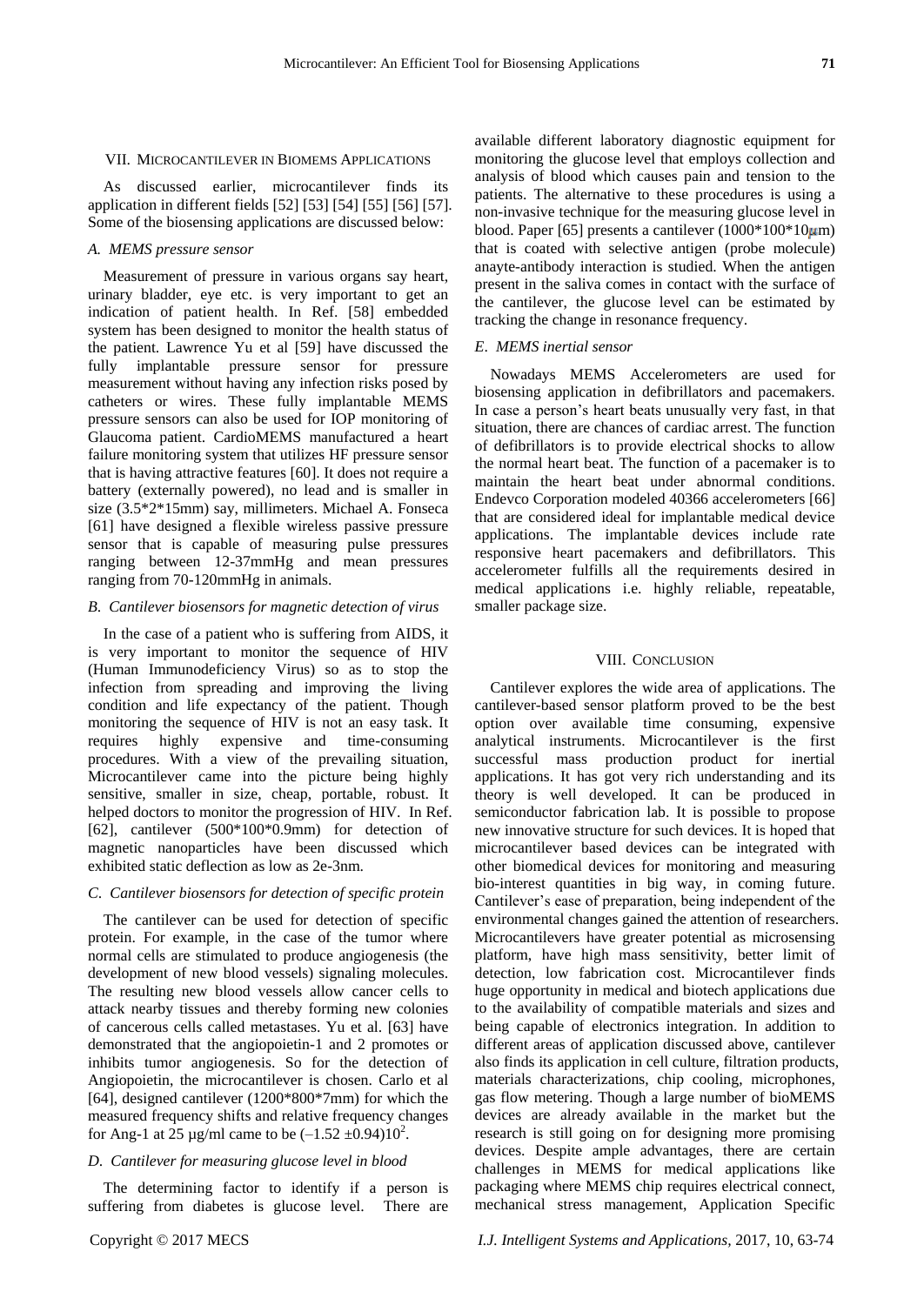## VII. Microcantilever in BioMEMS Applications

As discussed earlier, microcantilever finds its application in different fields [52] [53] [54] [55] [56] [57]. Some of the biosensing applications are discussed below:

### *A. MEMS pressure sensor*

Measurement of pressure in various organs say heart, urinary bladder, eye etc. is very important to get an indication of patient health. In Ref. [58] embedded system has been designed to monitor the health status of the patient. Lawrence Yu et al [59] have discussed the fully implantable pressure sensor for pressure measurement without having any infection risks posed by catheters or wires. These fully implantable MEMS pressure sensors can also be used for IOP monitoring of Glaucoma patient. CardioMEMS manufactured a heart failure monitoring system that utilizes HF pressure sensor that is having attractive features [60]. It does not require a battery (externally powered), no lead and is smaller in size (3.5*2*15mm) say, millimeters. Michael A. Fonseca [61] have designed a flexible wireless passive pressure sensor that is capable of measuring pulse pressures ranging between 12-37mmHg and mean pressures ranging from 70-120mmHg in animals.

### *B. Cantilever biosensors for magnetic detection of virus*

In the case of a patient who is suffering from AIDS, it is very important to monitor the sequence of HIV (Human Immunodeficiency Virus) so as to stop the infection from spreading and improving the living condition and life expectancy of the patient. Though monitoring the sequence of HIV is not an easy task. It requires highly expensive and time-consuming procedures. With a view of the prevailing situation, Microcantilever came into the picture being highly sensitive, smaller in size, cheap, portable, robust. It helped doctors to monitor the progression of HIV. In Ref. [62], cantilever (500*100*0.9mm) for detection of magnetic nanoparticles have been discussed which exhibited static deflection as low as 2e-3nm.

### *C. Cantilever biosensors for detection of specific protein*

The cantilever can be used for detection of specific protein. For example, in the case of the tumor where normal cells are stimulated to produce angiogenesis (the development of new blood vessels) signaling molecules. The resulting new blood vessels allow cancer cells to attack nearby tissues and thereby forming new colonies of cancerous cells called metastases. Yu et al. [63] have demonstrated that the angiopoietin-1 and 2 promotes or inhibits tumor angiogenesis. So for the detection of Angiopoietin, the microcantilever is chosen. Carlo et al [64], designed cantilever (1200*800*7mm) for which the measured frequency shifts and relative frequency changes for Ang-1 at 25 µg/ml came to be $(-1.52 \pm 0.94)10^2$.

### *D. Cantilever for measuring glucose level in blood*

The determining factor to identify if a person is suffering from diabetes is glucose level. There are available different laboratory diagnostic equipment for monitoring the glucose level that employs collection and analysis of blood which causes pain and tension to the patients. The alternative to these procedures is using a non-invasive technique for the measuring glucose level in blood. Paper [65] presents a cantilever (1000*100*10µm) that is coated with selective antigen (probe molecule) anayte-antibody interaction is studied. When the antigen present in the saliva comes in contact with the surface of the cantilever, the glucose level can be estimated by tracking the change in resonance frequency.

### *E. MEMS inertial sensor*

Nowadays MEMS Accelerometers are used for biosensing application in defibrillators and pacemakers. In case a person's heart beats unusually very fast, in that situation, there are chances of cardiac arrest. The function of defibrillators is to provide electrical shocks to allow the normal heart beat. The function of a pacemaker is to maintain the heart beat under abnormal conditions. Endevco Corporation modeled 40366 accelerometers [66] that are considered ideal for implantable medical device applications. The implantable devices include rate responsive heart pacemakers and defibrillators. This accelerometer fulfills all the requirements desired in medical applications i.e. highly reliable, repeatable, smaller package size.

## VIII. Conclusion

Cantilever explores the wide area of applications. The cantilever-based sensor platform proved to be the best option over available time consuming, expensive analytical instruments. Microcantilever is the first successful mass production product for inertial applications. It has got very rich understanding and its theory is well developed. It can be produced in semiconductor fabrication lab. It is possible to propose new innovative structure for such devices. It is hoped that microcantilever based devices can be integrated with other biomedical devices for monitoring and measuring bio-interest quantities in big way, in coming future. Cantilever's ease of preparation, being independent of the environmental changes gained the attention of researchers. Microcantilevers have greater potential as microsensing platform, have high mass sensitivity, better limit of detection, low fabrication cost. Microcantilever finds huge opportunity in medical and biotech applications due to the availability of compatible materials and sizes and being capable of electronics integration. In addition to different areas of application discussed above, cantilever also finds its application in cell culture, filtration products, materials characterizations, chip cooling, microphones, gas flow metering. Though a large number of bioMEMS devices are already available in the market but the research is still going on for designing more promising devices. Despite ample advantages, there are certain challenges in MEMS for medical applications like packaging where MEMS chip requires electrical connect, mechanical stress management, Application Specific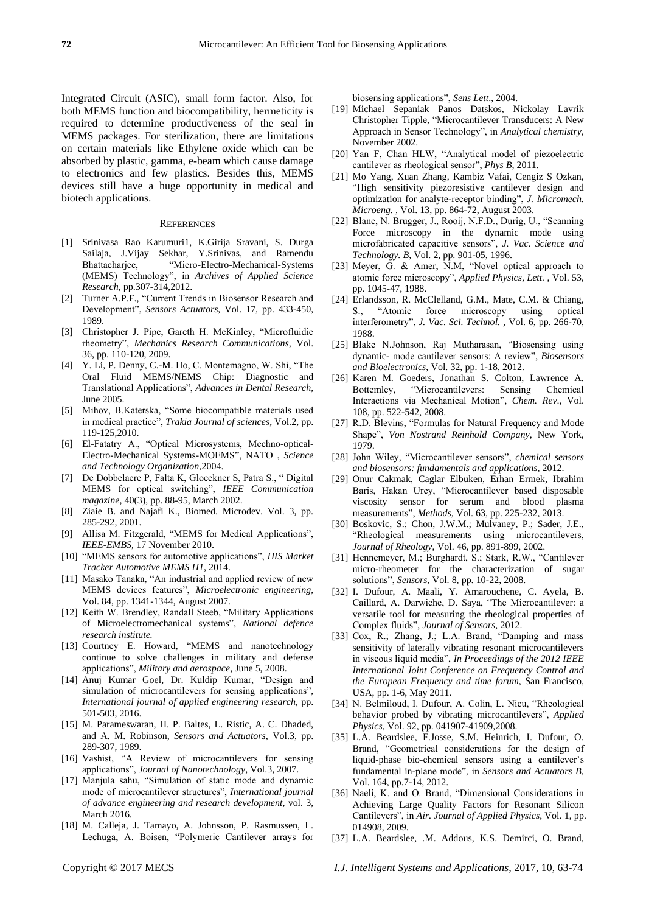Integrated Circuit (ASIC), small form factor. Also, for both MEMS function and biocompatibility, hermeticity is required to determine productiveness of the seal in MEMS packages. For sterilization, there are limitations on certain materials like Ethylene oxide which can be absorbed by plastic, gamma, e-beam which cause damage to electronics and few plastics. Besides this, MEMS devices still have a huge opportunity in medical and biotech applications.

## REFERENCES

[1] Srinivasa Rao Karumuri1, K.Girija Sravani, S. Durga Sailaja, J.Vijay Sekhar, Y.Srinivas, and Ramendu Bhattacharjee, "Micro-Electro-Mechanical-Systems (MEMS) Technology", in *Archives of Applied Science Research*, pp.307-314,2012.

[2] Turner A.P.F., "Current Trends in Biosensor Research and Development", *Sensors Actuators*, Vol. 17, pp. 433-450, 1989.

[3] Christopher J. Pipe, Gareth H. McKinley, "Microfluidic rheometry", *Mechanics Research Communications*, Vol. 36, pp. 110-120, 2009.

[4] Y. Li, P. Denny, C.-M. Ho, C. Montemagno, W. Shi, "The Oral Fluid MEMS/NEMS Chip: Diagnostic and Translational Applications", *Advances in Dental Research*, June 2005.

[5] Mihov, B.Katerska, "Some biocompatible materials used in medical practice", *Trakia Journal of sciences*, Vol.2, pp. 119-125,2010.

[6] El-Fatatry A., "Optical Microsystems, Mechno-optical-Electro-Mechanical Systems-MOEMS", NATO , *Science and Technology Organization*,2004.

[7] De Dobbelaere P, Falta K, Gloeckner S, Patra S., " Digital MEMS for optical switching", *IEEE Communication magazine*, 40(3), pp. 88-95, March 2002.

[8] Ziaie B. and Najafi K., Biomed. Microdev. Vol. 3, pp. 285-292, 2001.

[9] Allisa M. Fitzgerald, "MEMS for Medical Applications", *IEEE-EMBS*, 17 November 2010.

[10] "MEMS sensors for automotive applications", *HIS Market Tracker Automotive MEMS H1*, 2014.

[11] Masako Tanaka, "An industrial and applied review of new MEMS devices features", *Microelectronic engineering*, Vol. 84, pp. 1341-1344, August 2007.

[12] Keith W. Brendley, Randall Steeb, "Military Applications of Microelectromechanical systems", *National defence research institute.*

[13] Courtney E. Howard, "MEMS and nanotechnology continue to solve challenges in military and defense applications", *Military and aerospace*, June 5, 2008.

[14] Anuj Kumar Goel, Dr. Kuldip Kumar, "Design and simulation of microcantilevers for sensing applications", *International journal of applied engineering research*, pp. 501-503, 2016.

[15] M. Parameswaran, H. P. Baltes, L. Ristic, A. C. Dhaded, and A. M. Robinson, *Sensors and Actuators*, Vol.3, pp. 289-307, 1989.

[16] Vashist, "A Review of microcantilevers for sensing applications", *Journal of Nanotechnology*, Vol.3, 2007.

[17] Manjula sahu, "Simulation of static mode and dynamic mode of microcantilever structures", *International journal of advance engineering and research development*, vol. 3, March 2016.

[18] M. Calleja, J. Tamayo, A. Johnsson, P. Rasmussen, L. Lechuga, A. Boisen, "Polymeric Cantilever arrays for biosensing applications", *Sens Lett*., 2004.

[19] Michael Sepaniak Panos Datskos, Nickolay Lavrik Christopher Tipple, "Microcantilever Transducers: A New Approach in Sensor Technology", in *Analytical chemistry*, November 2002.

[20] Yan F, Chan HLW, "Analytical model of piezoelectric cantilever as rheological sensor", *Phys B*, 2011.

[21] Mo Yang, Xuan Zhang, Kambiz Vafai, Cengiz S Ozkan, "High sensitivity piezoresistive cantilever design and optimization for analyte-receptor binding", *J. Micromech. Microeng.* , Vol. 13, pp. 864-72, August 2003.

[22] Blanc, N. Brugger, J., Rooij, N.F.D., Durig, U., "Scanning Force microscopy in the dynamic mode using microfabricated capacitive sensors", *J. Vac. Science and Technology. B*, Vol. 2, pp. 901-05, 1996.

[23] Meyer, G. & Amer, N.M, "Novel optical approach to atomic force microscopy", *Applied Physics, Lett.* , Vol. 53, pp. 1045-47, 1988.

[24] Erlandsson, R. McClelland, G.M., Mate, C.M. & Chiang, S., "Atomic force microscopy using optical interferometry", *J. Vac. Sci. Technol.* , Vol. 6, pp. 266-70, 1988.

[25] Blake N.Johnson, Raj Mutharasan, "Biosensing using dynamic- mode cantilever sensors: A review", *Biosensors and Bioelectronics*, Vol. 32, pp. 1-18, 2012.

[26] Karen M. Goeders, Jonathan S. Colton, Lawrence A. Bottemley, "Microcantilevers: Sensing Chemical Interactions via Mechanical Motion", *Chem. Rev*., Vol. 108, pp. 522-542, 2008.

[27] R.D. Blevins, "Formulas for Natural Frequency and Mode Shape", *Von Nostrand Reinhold Company*, New York, 1979.

[28] John Wiley, "Microcantilever sensors", *chemical sensors and biosensors: fundamentals and applications*, 2012.

[29] Onur Cakmak, Caglar Elbuken, Erhan Ermek, Ibrahim Baris, Hakan Urey, "Microcantilever based disposable viscosity sensor for serum and blood plasma measurements", *Methods*, Vol. 63, pp. 225-232, 2013.

[30] Boskovic, S.; Chon, J.W.M.; Mulvaney, P.; Sader, J.E., "Rheological measurements using microcantilevers, *Journal of Rheology*, Vol. 46, pp. 891-899, 2002.

[31] Hennemeyer, M.; Burghardt, S.; Stark, R.W., "Cantilever micro-rheometer for the characterization of sugar solutions", *Sensors*, Vol. 8, pp. 10-22, 2008.

[32] I. Dufour, A. Maali, Y. Amarouchene, C. Ayela, B. Caillard, A. Darwiche, D. Saya, "The Microcantilever: a versatile tool for measuring the rheological properties of Complex fluids", *Journal of Sensors*, 2012.

[33] Cox, R.; Zhang, J.; L.A. Brand, "Damping and mass sensitivity of laterally vibrating resonant microcantilevers in viscous liquid media", *In Proceedings of the 2012 IEEE International Joint Conference on Frequency Control and the European Frequency and time forum*, San Francisco, USA, pp. 1-6, May 2011.

[34] N. Belmiloud, I. Dufour, A. Colin, L. Nicu, "Rheological behavior probed by vibrating microcantilevers", *Applied Physics*, Vol. 92, pp. 041907-41909,2008.

[35] L.A. Beardslee, F.Josse, S.M. Heinrich, I. Dufour, O. Brand, "Geometrical considerations for the design of liquid-phase bio-chemical sensors using a cantilever's fundamental in-plane mode", in *Sensors and Actuators B*, Vol. 164, pp.7-14, 2012.

[36] Naeli, K. and O. Brand, "Dimensional Considerations in Achieving Large Quality Factors for Resonant Silicon Cantilevers", in *Air. Journal of Applied Physics*, Vol. 1, pp. 014908, 2009.

[37] L.A. Beardslee, .M. Addous, K.S. Demirci, O. Brand,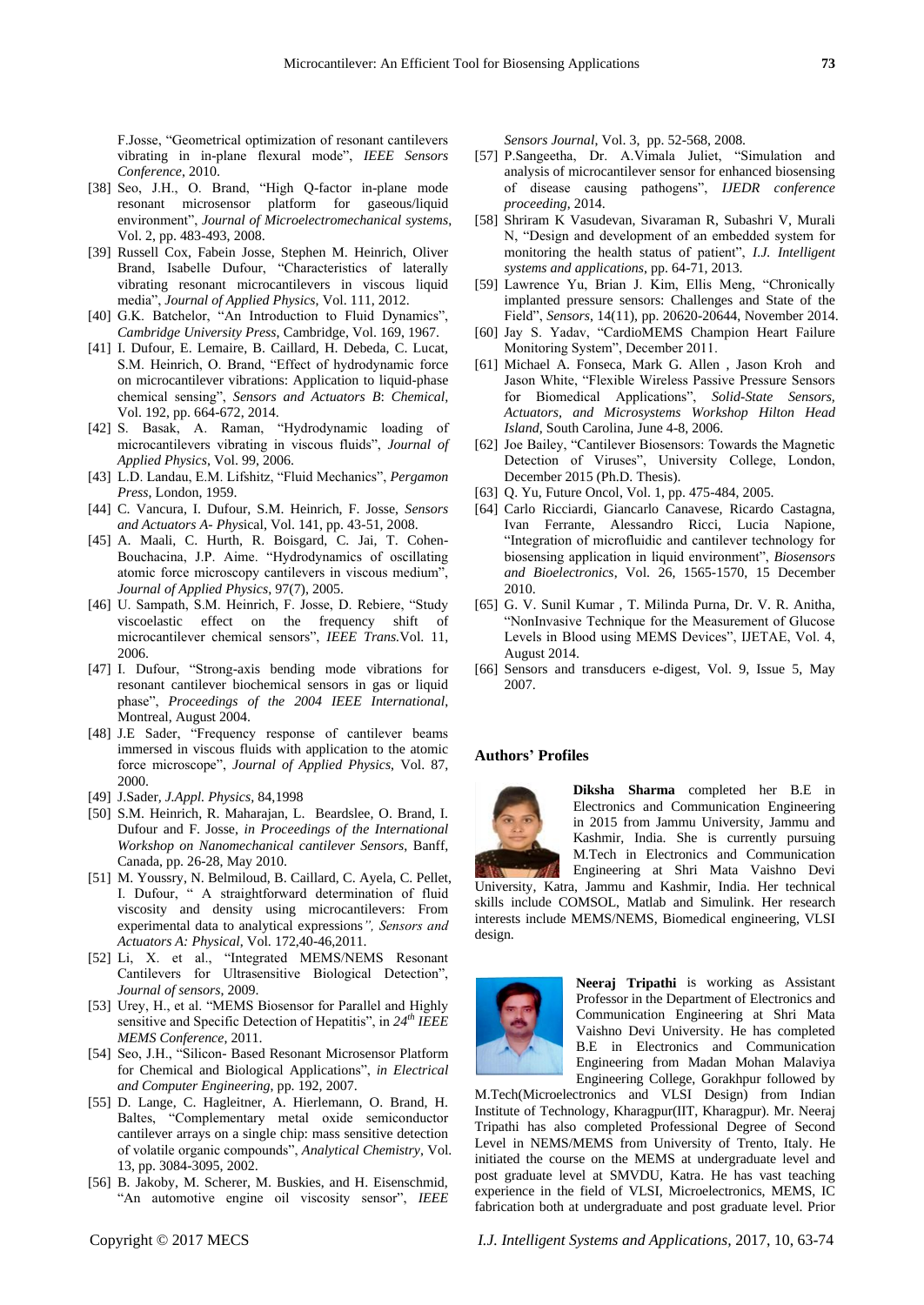F.Josse, "Geometrical optimization of resonant cantilevers vibrating in in-plane flexural mode", *IEEE Sensors Conference*, 2010.

[38] Seo, J.H., O. Brand, "High Q-factor in-plane mode resonant microsensor platform for gaseous/liquid environment", *Journal of Microelectromechanical systems*, Vol. 2, pp. 483-493, 2008.

[39] Russell Cox, Fabein Josse, Stephen M. Heinrich, Oliver Brand, Isabelle Dufour, "Characteristics of laterally vibrating resonant microcantilevers in viscous liquid media", *Journal of Applied Physics*, Vol. 111, 2012.

[40] G.K. Batchelor, "An Introduction to Fluid Dynamics", *Cambridge University Press*, Cambridge, Vol. 169, 1967.

[41] I. Dufour, E. Lemaire, B. Caillard, H. Debeda, C. Lucat, S.M. Heinrich, O. Brand, "Effect of hydrodynamic force on microcantilever vibrations: Application to liquid-phase chemical sensing", *Sensors and Actuators B*: *Chemical*, Vol. 192, pp. 664-672, 2014.

[42] S. Basak, A. Raman, "Hydrodynamic loading of microcantilevers vibrating in viscous fluids", *Journal of Applied Physics*, Vol. 99, 2006.

[43] L.D. Landau, E.M. Lifshitz, "Fluid Mechanics", *Pergamon Press*, London, 1959.

[44] C. Vancura, I. Dufour, S.M. Heinrich, F. Josse, *Sensors and Actuators A- Phys*ical, Vol. 141, pp. 43-51, 2008.

[45] A. Maali, C. Hurth, R. Boisgard, C. Jai, T. Cohen-Bouchacina, J.P. Aime. "Hydrodynamics of oscillating atomic force microscopy cantilevers in viscous medium", *Journal of Applied Physics*, 97(7), 2005.

[46] U. Sampath, S.M. Heinrich, F. Josse, D. Rebiere, "Study viscoelastic effect on the frequency shift of microcantilever chemical sensors", *IEEE Trans.*Vol. 11, 2006.

[47] I. Dufour, "Strong-axis bending mode vibrations for resonant cantilever biochemical sensors in gas or liquid phase", *Proceedings of the 2004 IEEE International*, Montreal, August 2004.

[48] J.E Sader, "Frequency response of cantilever beams immersed in viscous fluids with application to the atomic force microscope", *Journal of Applied Physics*, Vol. 87, 2000.

[49] J.Sader, *J.Appl. Physics*, 84,1998

[50] S.M. Heinrich, R. Maharajan, L. Beardslee, O. Brand, I. Dufour and F. Josse, *in Proceedings of the International Workshop on Nanomechanical cantilever Sensors*, Banff, Canada, pp. 26-28, May 2010.

[51] M. Youssry, N. Belmiloud, B. Caillard, C. Ayela, C. Pellet, I. Dufour, " A straightforward determination of fluid viscosity and density using microcantilevers: From experimental data to analytical expressions*", Sensors and Actuators A: Physical*, Vol. 172,40-46,2011.

[52] Li, X. et al., "Integrated MEMS/NEMS Resonant Cantilevers for Ultrasensitive Biological Detection", *Journal of sensors*, 2009.

[53] Urey, H., et al. "MEMS Biosensor for Parallel and Highly sensitive and Specific Detection of Hepatitis", in *24th IEEE MEMS Conference*, 2011.

[54] Seo, J.H., "Silicon- Based Resonant Microsensor Platform for Chemical and Biological Applications", *in Electrical and Computer Engineering,* pp. 192, 2007.

[55] D. Lange, C. Hagleitner, A. Hierlemann, O. Brand, H. Baltes, "Complementary metal oxide semiconductor cantilever arrays on a single chip: mass sensitive detection of volatile organic compounds", *Analytical Chemistry*, Vol. 13, pp. 3084-3095, 2002.

[56] B. Jakoby, M. Scherer, M. Buskies, and H. Eisenschmid, "An automotive engine oil viscosity sensor", *IEEE Sensors Journal*, Vol. 3, pp. 52-568, 2008.

[57] P.Sangeetha, Dr. A.Vimala Juliet, "Simulation and analysis of microcantilever sensor for enhanced biosensing of disease causing pathogens", *IJEDR conference proceeding*, 2014.

[58] Shriram K Vasudevan, Sivaraman R, Subashri V, Murali N, "Design and development of an embedded system for monitoring the health status of patient", *I.J. Intelligent systems and applications*, pp. 64-71, 2013.

[59] Lawrence Yu, Brian J. Kim, Ellis Meng, "Chronically implanted pressure sensors: Challenges and State of the Field", *Sensors*, 14(11), pp. 20620-20644, November 2014.

[60] Jay S. Yadav, "CardioMEMS Champion Heart Failure Monitoring System", December 2011.

[61] Michael A. Fonseca, Mark G. Allen , Jason Kroh and Jason White, "Flexible Wireless Passive Pressure Sensors for Biomedical Applications", *Solid-State Sensors, Actuators, and Microsystems Workshop Hilton Head Island*, South Carolina, June 4-8, 2006.

[62] Joe Bailey, "Cantilever Biosensors: Towards the Magnetic Detection of Viruses", University College, London, December 2015 (Ph.D. Thesis).

[63] Q. Yu, Future Oncol, Vol. 1, pp. 475-484, 2005.

[64] Carlo Ricciardi, Giancarlo Canavese, Ricardo Castagna, Ivan Ferrante, Alessandro Ricci, Lucia Napione, "Integration of microfluidic and cantilever technology for biosensing application in liquid environment", *Biosensors and Bioelectronics*, Vol. 26, 1565-1570, 15 December 2010.

[65] G. V. Sunil Kumar , T. Milinda Purna, Dr. V. R. Anitha, "NonInvasive Technique for the Measurement of Glucose Levels in Blood using MEMS Devices", IJETAE, Vol. 4, August 2014.

[66] Sensors and transducers e-digest, Vol. 9, Issue 5, May 2007.

## Authors' Profiles

**Diksha Sharma** completed her B.E in Electronics and Communication Engineering in 2015 from Jammu University, Jammu and Kashmir, India. She is currently pursuing M.Tech in Electronics and Communication Engineering at Shri Mata Vaishno Devi University, Katra, Jammu and Kashmir, India. Her technical skills include COMSOL, Matlab and Simulink. Her research interests include MEMS/NEMS, Biomedical engineering, VLSI design.

**Neeraj Tripathi** is working as Assistant Professor in the Department of Electronics and Communication Engineering at Shri Mata Vaishno Devi University. He has completed B.E in Electronics and Communication Engineering from Madan Mohan Malaviya Engineering College, Gorakhpur followed by M.Tech(Microelectronics and VLSI Design) from Indian Institute of Technology, Kharagpur(IIT, Kharagpur). Mr. Neeraj Tripathi has also completed Professional Degree of Second Level in NEMS/MEMS from University of Trento, Italy. He initiated the course on the MEMS at undergraduate level and post graduate level at SMVDU, Katra. He has vast teaching experience in the field of VLSI, Microelectronics, MEMS, IC fabrication both at undergraduate and post graduate level. Prior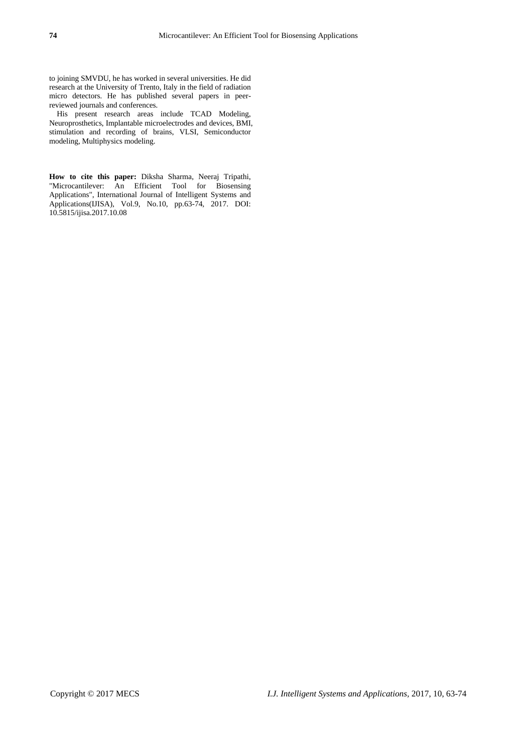to joining SMVDU, he has worked in several universities. He did research at the University of Trento, Italy in the field of radiation micro detectors. He has published several papers in peer-reviewed journals and conferences.

His present research areas include TCAD Modeling, Neuroprosthetics, Implantable microelectrodes and devices, BMI, stimulation and recording of brains, VLSI, Semiconductor modeling, Multiphysics modeling.

**How to cite this paper:** Diksha Sharma, Neeraj Tripathi, "Microcantilever: An Efficient Tool for Biosensing Applications", International Journal of Intelligent Systems and Applications(IJISA), Vol.9, No.10, pp.63-74, 2017. DOI: 10.5815/ijisa.2017.10.08